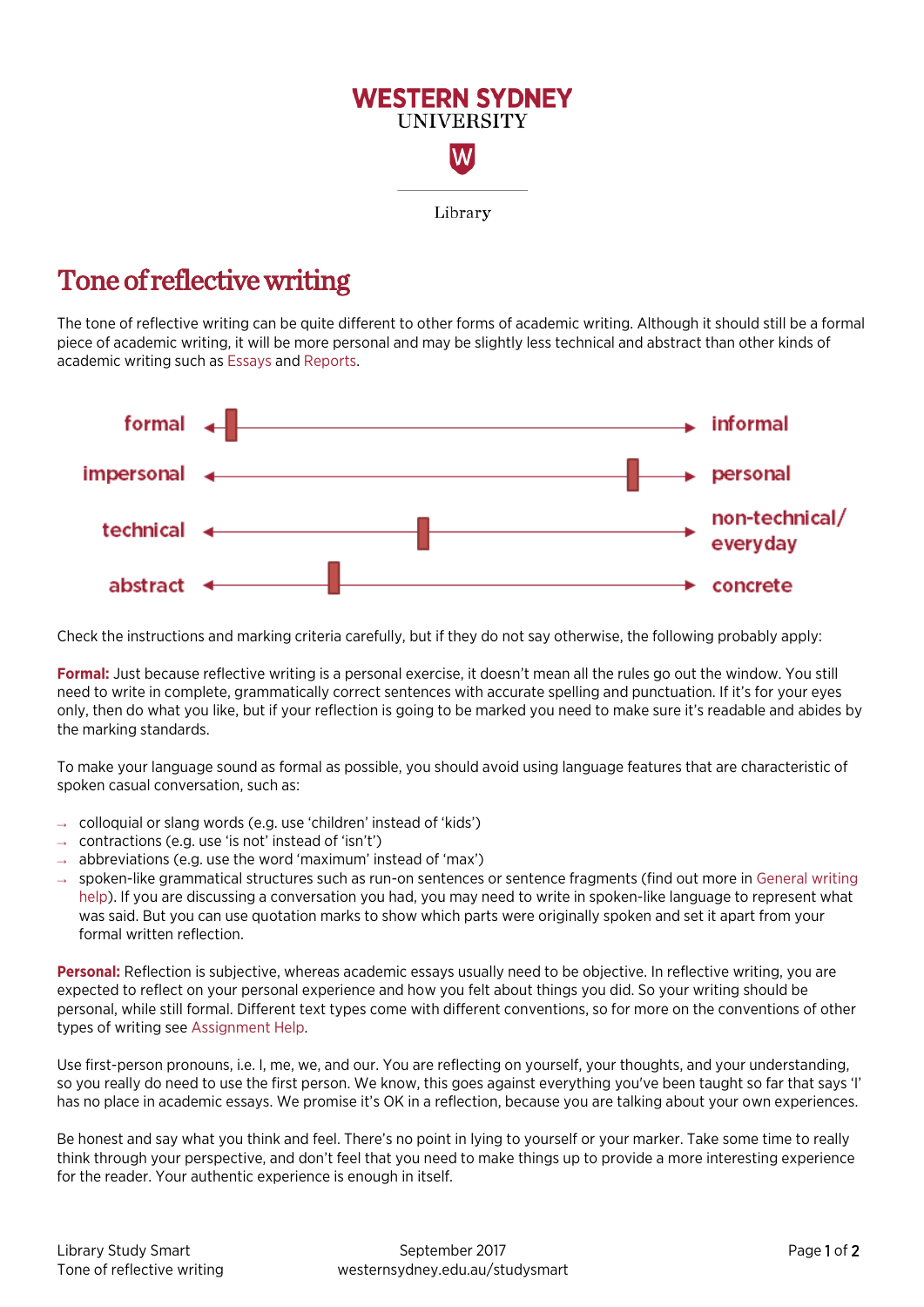# Tone of reflective writing

The tone of reflective writing can be quite different to other forms of academic writing. Although it should still be a formal piece of academic writing, it will be more personal and may be slightly less technical and abstract than other kinds of academic writing such as Essays and Reports.

| Left end of scale | Right end of scale |
|---|---|
| formal | informal |
| impersonal | personal |
| technical | non-technical/everyday |
| abstract | concrete |

Check the instructions and marking criteria carefully, but if they do not say otherwise, the following probably apply:

**Formal:** Just because reflective writing is a personal exercise, it doesn't mean all the rules go out the window. You still need to write in complete, grammatically correct sentences with accurate spelling and punctuation. If it's for your eyes only, then do what you like, but if your reflection is going to be marked you need to make sure it's readable and abides by the marking standards.

To make your language sound as formal as possible, you should avoid using language features that are characteristic of spoken casual conversation, such as:

- colloquial or slang words (e.g. use 'children' instead of 'kids')
- contractions (e.g. use 'is not' instead of 'isn't')
- abbreviations (e.g. use the word 'maximum' instead of 'max')
- spoken-like grammatical structures such as run-on sentences or sentence fragments (find out more in General writing help). If you are discussing a conversation you had, you may need to write in spoken-like language to represent what was said. But you can use quotation marks to show which parts were originally spoken and set it apart from your formal written reflection.

**Personal:** Reflection is subjective, whereas academic essays usually need to be objective. In reflective writing, you are expected to reflect on your personal experience and how you felt about things you did. So your writing should be personal, while still formal. Different text types come with different conventions, so for more on the conventions of other types of writing see Assignment Help.

Use first-person pronouns, i.e. I, me, we, and our. You are reflecting on yourself, your thoughts, and your understanding, so you really do need to use the first person. We know, this goes against everything you've been taught so far that says 'I' has no place in academic essays. We promise it's OK in a reflection, because you are talking about your own experiences.

Be honest and say what you think and feel. There's no point in lying to yourself or your marker. Take some time to really think through your perspective, and don't feel that you need to make things up to provide a more interesting experience for the reader. Your authentic experience is enough in itself.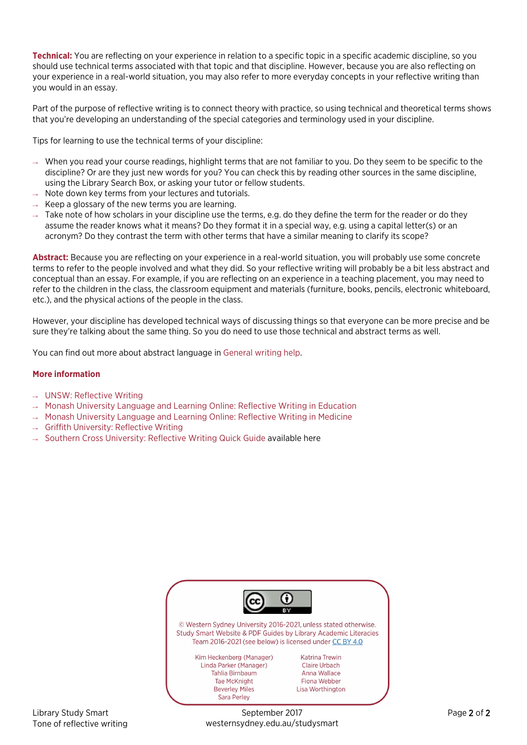**Technical:** You are reflecting on your experience in relation to a specific topic in a specific academic discipline, so you should use technical terms associated with that topic and that discipline. However, because you are also reflecting on your experience in a real-world situation, you may also refer to more everyday concepts in your reflective writing than you would in an essay.

Part of the purpose of reflective writing is to connect theory with practice, so using technical and theoretical terms shows that you're developing an understanding of the special categories and terminology used in your discipline.

Tips for learning to use the technical terms of your discipline:

- When you read your course readings, highlight terms that are not familiar to you. Do they seem to be specific to the discipline? Or are they just new words for you? You can check this by reading other sources in the same discipline, using the Library Search Box, or asking your tutor or fellow students.
- Note down key terms from your lectures and tutorials.
- Keep a glossary of the new terms you are learning.
- Take note of how scholars in your discipline use the terms, e.g. do they define the term for the reader or do they assume the reader knows what it means? Do they format it in a special way, e.g. using a capital letter(s) or an acronym? Do they contrast the term with other terms that have a similar meaning to clarify its scope?

**Abstract:** Because you are reflecting on your experience in a real-world situation, you will probably use some concrete terms to refer to the people involved and what they did. So your reflective writing will probably be a bit less abstract and conceptual than an essay. For example, if you are reflecting on an experience in a teaching placement, you may need to refer to the children in the class, the classroom equipment and materials (furniture, books, pencils, electronic whiteboard, etc.), and the physical actions of the people in the class.

However, your discipline has developed technical ways of discussing things so that everyone can be more precise and be sure they're talking about the same thing. So you do need to use those technical and abstract terms as well.

You can find out more about abstract language in General writing help.

## More information

- UNSW: Reflective Writing
- Monash University Language and Learning Online: Reflective Writing in Education
- Monash University Language and Learning Online: Reflective Writing in Medicine
- Griffith University: Reflective Writing
- Southern Cross University: Reflective Writing Quick Guide available here

© Western Sydney University 2016-2021, unless stated otherwise.
Study Smart Website & PDF Guides by Library Academic Literacies Team 2016-2021 (see below) is licensed under CC BY 4.0

Kim Heckenberg (Manager)
Linda Parker (Manager)
Tahlia Birnbaum
Tae McKnight
Beverley Miles
Sara Perley
Katrina Trewin
Claire Urbach
Anna Wallace
Fiona Webber
Lisa Worthington